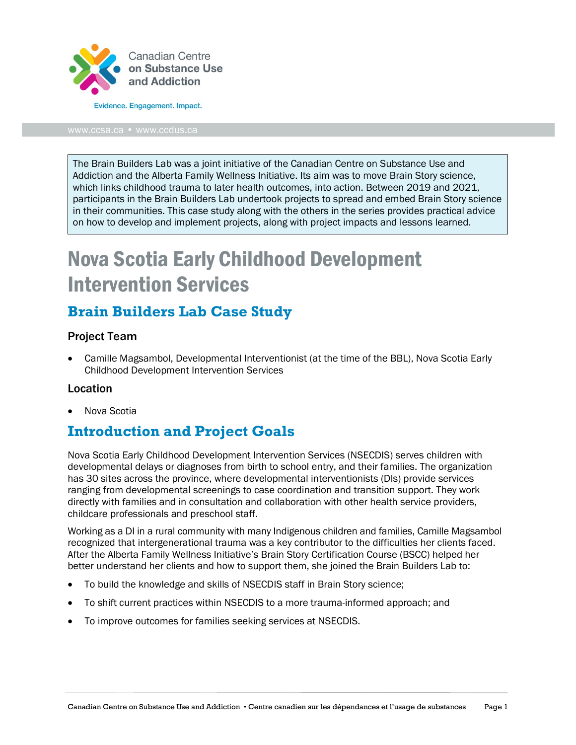Canadian Centre on Substance Use and Addiction

Evidence. Engagement. Impact.

www.ccsa.ca • www.ccdus.ca

> The Brain Builders Lab was a joint initiative of the Canadian Centre on Substance Use and Addiction and the Alberta Family Wellness Initiative. Its aim was to move Brain Story science, which links childhood trauma to later health outcomes, into action. Between 2019 and 2021, participants in the Brain Builders Lab undertook projects to spread and embed Brain Story science in their communities. This case study along with the others in the series provides practical advice on how to develop and implement projects, along with project impacts and lessons learned.

# Nova Scotia Early Childhood Development Intervention Services

## Brain Builders Lab Case Study

### Project Team

- Camille Magsambol, Developmental Interventionist (at the time of the BBL), Nova Scotia Early Childhood Development Intervention Services

### Location

- Nova Scotia

## Introduction and Project Goals

Nova Scotia Early Childhood Development Intervention Services (NSECDIS) serves children with developmental delays or diagnoses from birth to school entry, and their families. The organization has 30 sites across the province, where developmental interventionists (DIs) provide services ranging from developmental screenings to case coordination and transition support. They work directly with families and in consultation and collaboration with other health service providers, childcare professionals and preschool staff.

Working as a DI in a rural community with many Indigenous children and families, Camille Magsambol recognized that intergenerational trauma was a key contributor to the difficulties her clients faced. After the Alberta Family Wellness Initiative's Brain Story Certification Course (BSCC) helped her better understand her clients and how to support them, she joined the Brain Builders Lab to:

- To build the knowledge and skills of NSECDIS staff in Brain Story science;
- To shift current practices within NSECDIS to a more trauma-informed approach; and
- To improve outcomes for families seeking services at NSECDIS.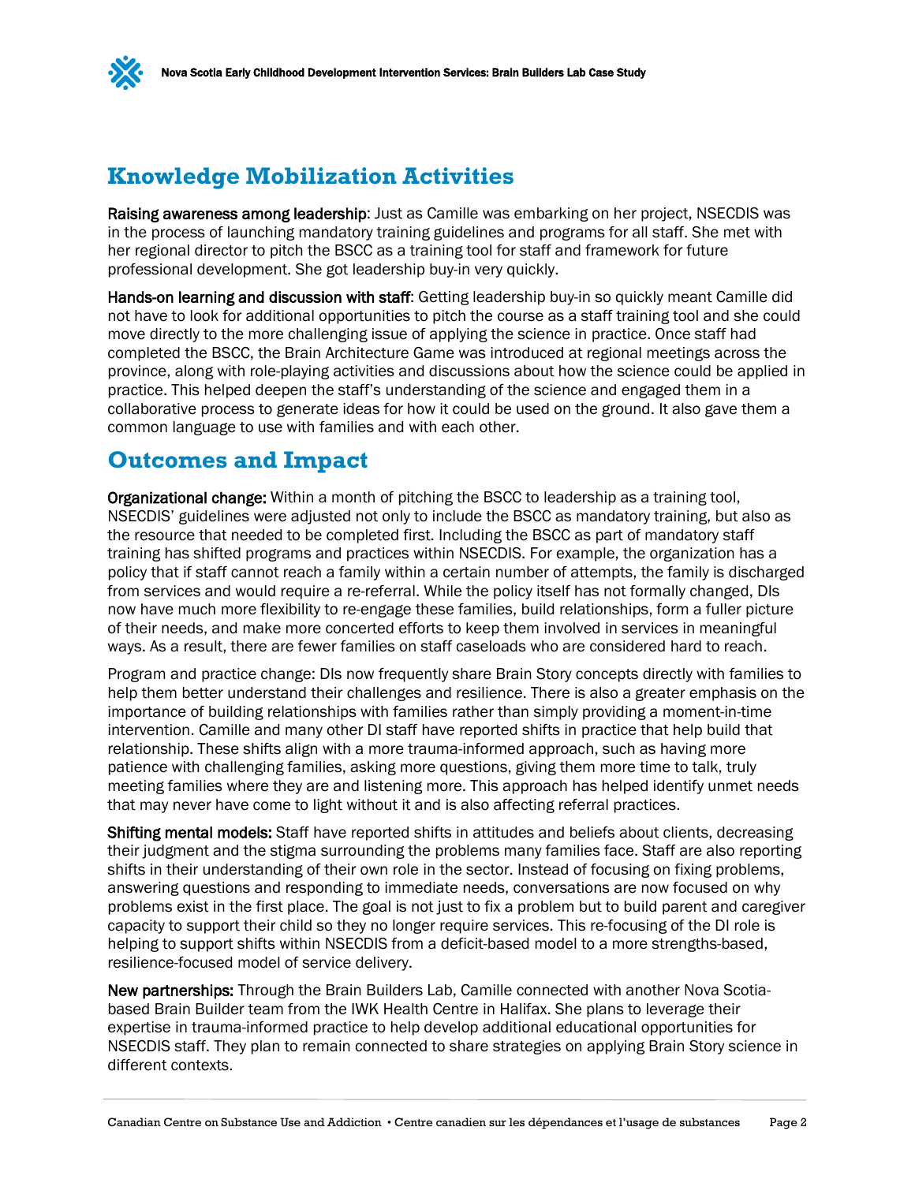## Knowledge Mobilization Activities

**Raising awareness among leadership**: Just as Camille was embarking on her project, NSECDIS was in the process of launching mandatory training guidelines and programs for all staff. She met with her regional director to pitch the BSCC as a training tool for staff and framework for future professional development. She got leadership buy-in very quickly.

**Hands-on learning and discussion with staff**: Getting leadership buy-in so quickly meant Camille did not have to look for additional opportunities to pitch the course as a staff training tool and she could move directly to the more challenging issue of applying the science in practice. Once staff had completed the BSCC, the Brain Architecture Game was introduced at regional meetings across the province, along with role-playing activities and discussions about how the science could be applied in practice. This helped deepen the staff's understanding of the science and engaged them in a collaborative process to generate ideas for how it could be used on the ground. It also gave them a common language to use with families and with each other.

## Outcomes and Impact

**Organizational change:** Within a month of pitching the BSCC to leadership as a training tool, NSECDIS' guidelines were adjusted not only to include the BSCC as mandatory training, but also as the resource that needed to be completed first. Including the BSCC as part of mandatory staff training has shifted programs and practices within NSECDIS. For example, the organization has a policy that if staff cannot reach a family within a certain number of attempts, the family is discharged from services and would require a re-referral. While the policy itself has not formally changed, DIs now have much more flexibility to re-engage these families, build relationships, form a fuller picture of their needs, and make more concerted efforts to keep them involved in services in meaningful ways. As a result, there are fewer families on staff caseloads who are considered hard to reach.

Program and practice change: DIs now frequently share Brain Story concepts directly with families to help them better understand their challenges and resilience. There is also a greater emphasis on the importance of building relationships with families rather than simply providing a moment-in-time intervention. Camille and many other DI staff have reported shifts in practice that help build that relationship. These shifts align with a more trauma-informed approach, such as having more patience with challenging families, asking more questions, giving them more time to talk, truly meeting families where they are and listening more. This approach has helped identify unmet needs that may never have come to light without it and is also affecting referral practices.

**Shifting mental models:** Staff have reported shifts in attitudes and beliefs about clients, decreasing their judgment and the stigma surrounding the problems many families face. Staff are also reporting shifts in their understanding of their own role in the sector. Instead of focusing on fixing problems, answering questions and responding to immediate needs, conversations are now focused on why problems exist in the first place. The goal is not just to fix a problem but to build parent and caregiver capacity to support their child so they no longer require services. This re-focusing of the DI role is helping to support shifts within NSECDIS from a deficit-based model to a more strengths-based, resilience-focused model of service delivery.

**New partnerships:** Through the Brain Builders Lab, Camille connected with another Nova Scotia-based Brain Builder team from the IWK Health Centre in Halifax. She plans to leverage their expertise in trauma-informed practice to help develop additional educational opportunities for NSECDIS staff. They plan to remain connected to share strategies on applying Brain Story science in different contexts.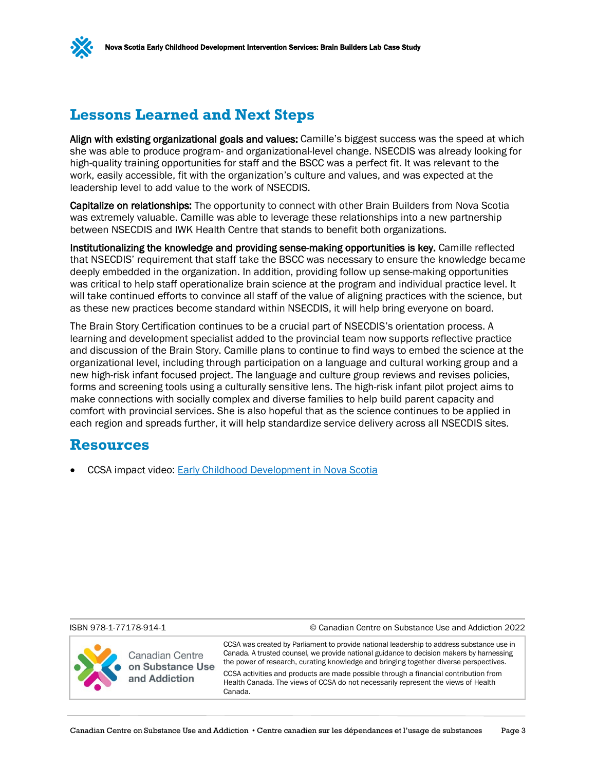## Lessons Learned and Next Steps

**Align with existing organizational goals and values:** Camille's biggest success was the speed at which she was able to produce program- and organizational-level change. NSECDIS was already looking for high-quality training opportunities for staff and the BSCC was a perfect fit. It was relevant to the work, easily accessible, fit with the organization's culture and values, and was expected at the leadership level to add value to the work of NSECDIS.

**Capitalize on relationships:** The opportunity to connect with other Brain Builders from Nova Scotia was extremely valuable. Camille was able to leverage these relationships into a new partnership between NSECDIS and IWK Health Centre that stands to benefit both organizations.

**Institutionalizing the knowledge and providing sense-making opportunities is key.** Camille reflected that NSECDIS' requirement that staff take the BSCC was necessary to ensure the knowledge became deeply embedded in the organization. In addition, providing follow up sense-making opportunities was critical to help staff operationalize brain science at the program and individual practice level. It will take continued efforts to convince all staff of the value of aligning practices with the science, but as these new practices become standard within NSECDIS, it will help bring everyone on board.

The Brain Story Certification continues to be a crucial part of NSECDIS's orientation process. A learning and development specialist added to the provincial team now supports reflective practice and discussion of the Brain Story. Camille plans to continue to find ways to embed the science at the organizational level, including through participation on a language and cultural working group and a new high-risk infant focused project. The language and culture group reviews and revises policies, forms and screening tools using a culturally sensitive lens. The high-risk infant pilot project aims to make connections with socially complex and diverse families to help build parent capacity and comfort with provincial services. She is also hopeful that as the science continues to be applied in each region and spreads further, it will help standardize service delivery across all NSECDIS sites.

## Resources

- CCSA impact video: Early Childhood Development in Nova Scotia

ISBN 978-1-77178-914-1

© Canadian Centre on Substance Use and Addiction 2022

Canadian Centre on Substance Use and Addiction

CCSA was created by Parliament to provide national leadership to address substance use in Canada. A trusted counsel, we provide national guidance to decision makers by harnessing the power of research, curating knowledge and bringing together diverse perspectives.

CCSA activities and products are made possible through a financial contribution from Health Canada. The views of CCSA do not necessarily represent the views of Health Canada.